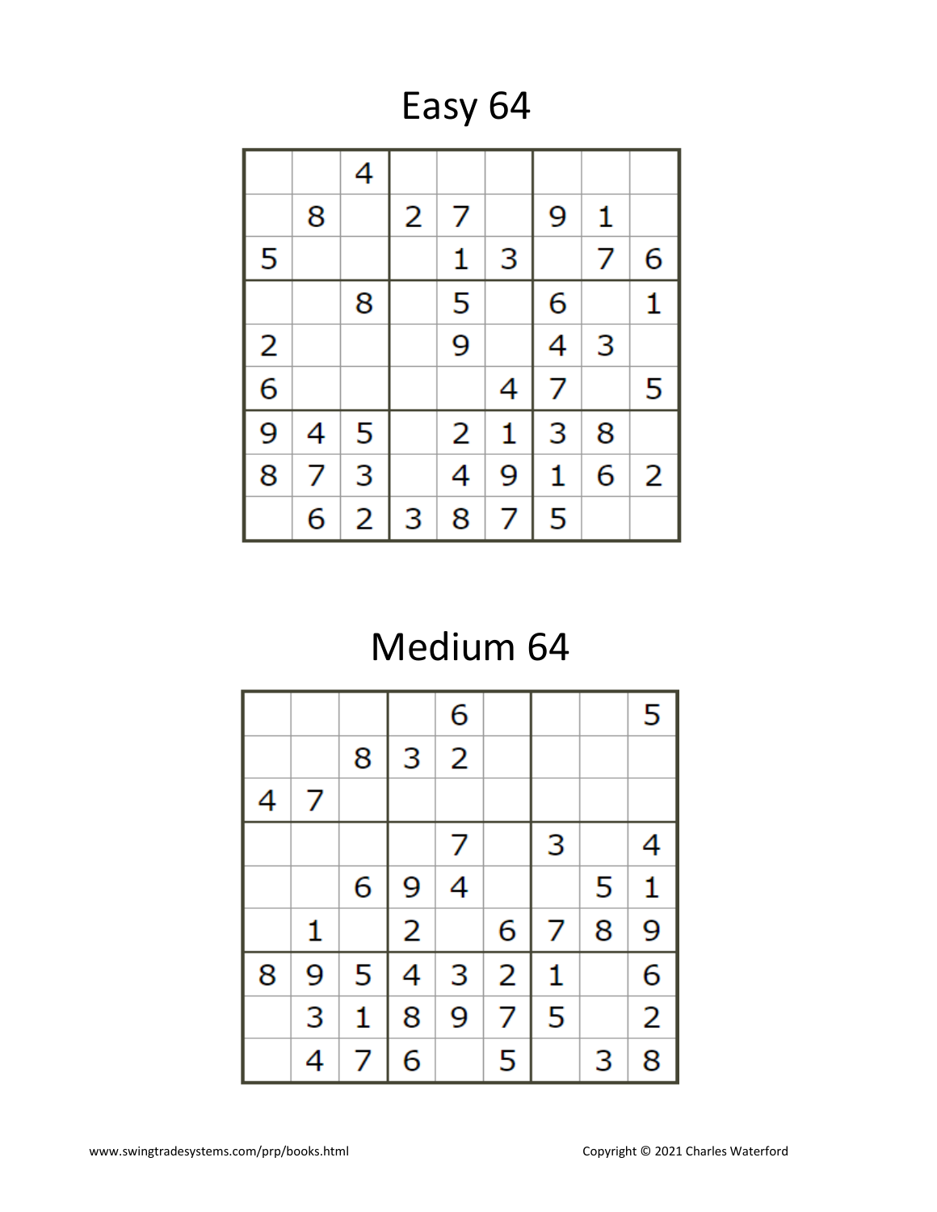# Easy 64

|   |   |   |   |   |   |   |   |   |
|---|---|---|---|---|---|---|---|---|
|   |   | 4 |   |   |   |   |   |   |
|   | 8 |   | 2 | 7 |   | 9 | 1 |   |
| 5 |   |   |   | 1 | 3 |   | 7 | 6 |
|   |   | 8 |   | 5 |   | 6 |   | 1 |
| 2 |   |   |   | 9 |   | 4 | 3 |   |
| 6 |   |   |   |   | 4 | 7 |   | 5 |
| 9 | 4 | 5 |   | 2 | 1 | 3 | 8 |   |
| 8 | 7 | 3 |   | 4 | 9 | 1 | 6 | 2 |
|   | 6 | 2 | 3 | 8 | 7 | 5 |   |   |

# Medium 64

|   |   |   |   |   |   |   |   |   |
|---|---|---|---|---|---|---|---|---|
|   |   |   |   | 6 |   |   |   | 5 |
|   |   | 8 | 3 | 2 |   |   |   |   |
| 4 | 7 |   |   |   |   |   |   |   |
|   |   |   |   | 7 |   | 3 |   | 4 |
|   |   | 6 | 9 | 4 |   |   | 5 | 1 |
|   | 1 |   | 2 |   | 6 | 7 | 8 | 9 |
| 8 | 9 | 5 | 4 | 3 | 2 | 1 |   | 6 |
|   | 3 | 1 | 8 | 9 | 7 | 5 |   | 2 |
|   | 4 | 7 | 6 |   | 5 |   | 3 | 8 |

www.swingtradesystems.com/prp/books.html

Copyright © 2021 Charles Waterford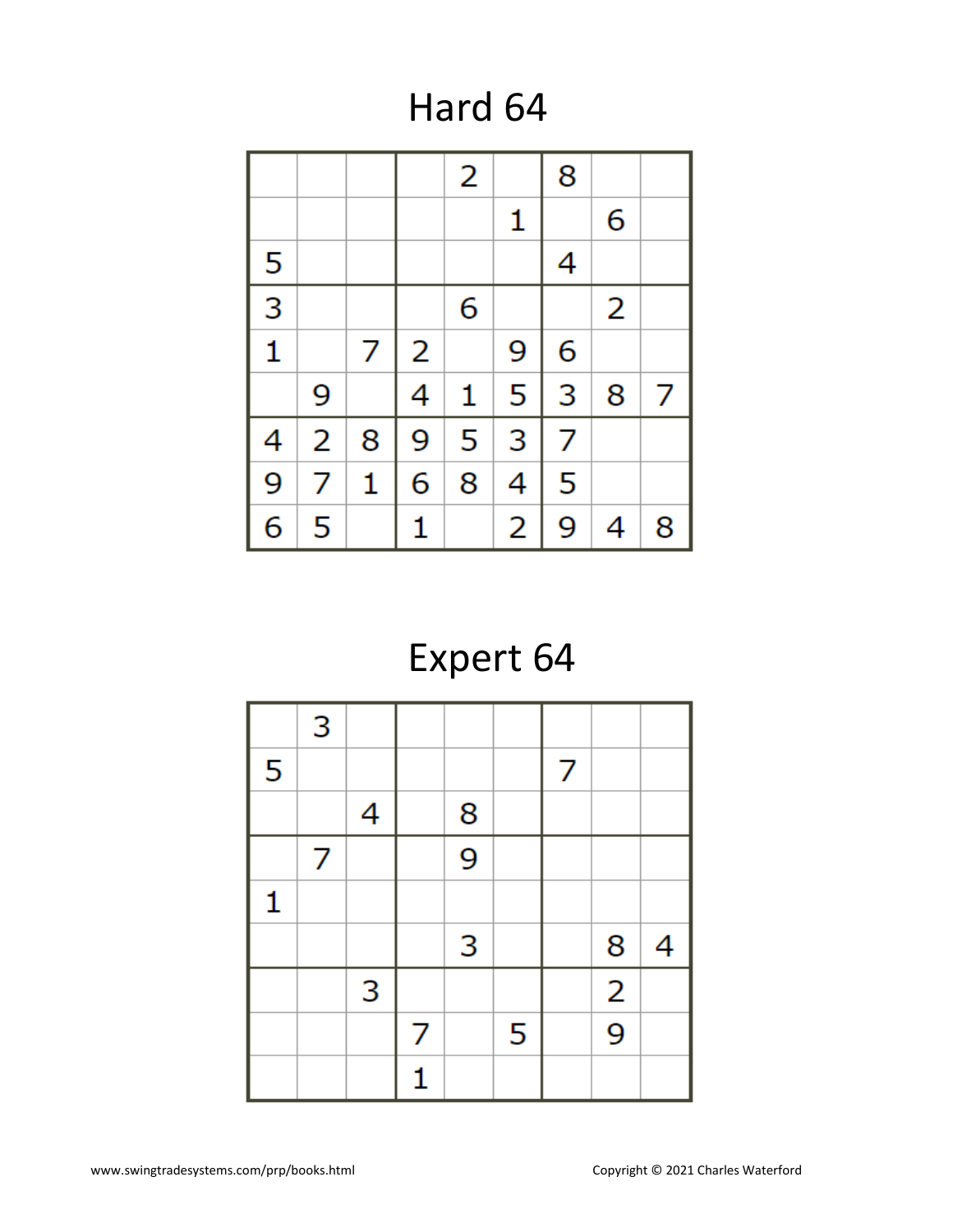# Hard 64

| | | | | | | | | |
|---|---|---|---|---|---|---|---|---|
| | | | | 2 | | 8 | | |
| | | | | | 1 | | 6 | |
| 5 | | | | | | 4 | | |
| 3 | | | | 6 | | | 2 | |
| 1 | | 7 | 2 | | 9 | 6 | | |
| | 9 | | 4 | 1 | 5 | 3 | 8 | 7 |
| 4 | 2 | 8 | 9 | 5 | 3 | 7 | | |
| 9 | 7 | 1 | 6 | 8 | 4 | 5 | | |
| 6 | 5 | | 1 | | 2 | 9 | 4 | 8 |

# Expert 64

| | | | | | | | | |
|---|---|---|---|---|---|---|---|---|
| | 3 | | | | | | | |
| 5 | | | | | | 7 | | |
| | | 4 | | 8 | | | | |
| | 7 | | | 9 | | | | |
| 1 | | | | | | | | |
| | | | | 3 | | | 8 | 4 |
| | | 3 | | | | | 2 | |
| | | | 7 | | 5 | | 9 | |
| | | | 1 | | | | | |

www.swingtradesystems.com/prp/books.html

Copyright © 2021 Charles Waterford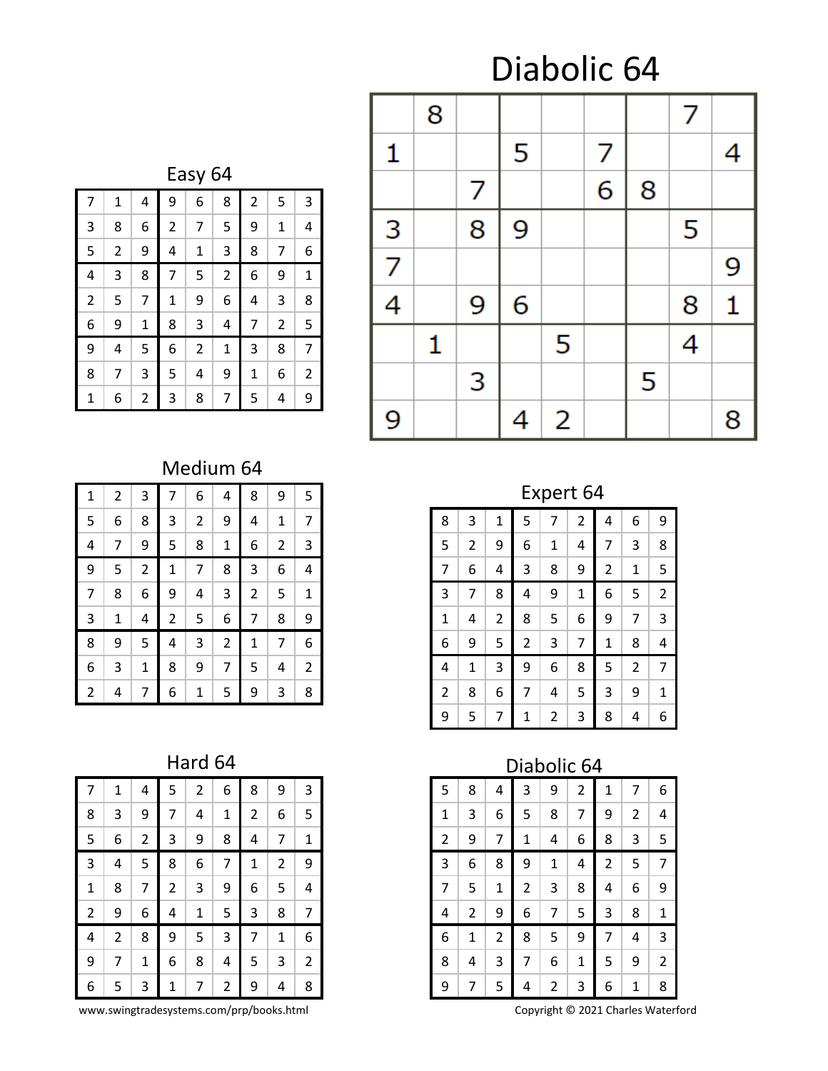# Diabolic 64

| | | | | | | | | |
|---|---|---|---|---|---|---|---|---|
| | 8 | | | | | | 7 | |
| 1 | | | 5 | | 7 | | | 4 |
| | | 7 | | | 6 | 8 | | |
| 3 | | 8 | 9 | | | | 5 | |
| 7 | | | | | | | | 9 |
| 4 | | 9 | 6 | | | | 8 | 1 |
| | 1 | | | 5 | | | 4 | |
| | | 3 | | | | 5 | | |
| 9 | | | 4 | 2 | | | | 8 |

## Easy 64

| | | | | | | | | |
|---|---|---|---|---|---|---|---|---|
| 7 | 1 | 4 | 9 | 6 | 8 | 2 | 5 | 3 |
| 3 | 8 | 6 | 2 | 7 | 5 | 9 | 1 | 4 |
| 5 | 2 | 9 | 4 | 1 | 3 | 8 | 7 | 6 |
| 4 | 3 | 8 | 7 | 5 | 2 | 6 | 9 | 1 |
| 2 | 5 | 7 | 1 | 9 | 6 | 4 | 3 | 8 |
| 6 | 9 | 1 | 8 | 3 | 4 | 7 | 2 | 5 |
| 9 | 4 | 5 | 6 | 2 | 1 | 3 | 8 | 7 |
| 8 | 7 | 3 | 5 | 4 | 9 | 1 | 6 | 2 |
| 1 | 6 | 2 | 3 | 8 | 7 | 5 | 4 | 9 |

## Medium 64

| | | | | | | | | |
|---|---|---|---|---|---|---|---|---|
| 1 | 2 | 3 | 7 | 6 | 4 | 8 | 9 | 5 |
| 5 | 6 | 8 | 3 | 2 | 9 | 4 | 1 | 7 |
| 4 | 7 | 9 | 5 | 8 | 1 | 6 | 2 | 3 |
| 9 | 5 | 2 | 1 | 7 | 8 | 3 | 6 | 4 |
| 7 | 8 | 6 | 9 | 4 | 3 | 2 | 5 | 1 |
| 3 | 1 | 4 | 2 | 5 | 6 | 7 | 8 | 9 |
| 8 | 9 | 5 | 4 | 3 | 2 | 1 | 7 | 6 |
| 6 | 3 | 1 | 8 | 9 | 7 | 5 | 4 | 2 |
| 2 | 4 | 7 | 6 | 1 | 5 | 9 | 3 | 8 |

## Expert 64

| | | | | | | | | |
|---|---|---|---|---|---|---|---|---|
| 8 | 3 | 1 | 5 | 7 | 2 | 4 | 6 | 9 |
| 5 | 2 | 9 | 6 | 1 | 4 | 7 | 3 | 8 |
| 7 | 6 | 4 | 3 | 8 | 9 | 2 | 1 | 5 |
| 3 | 7 | 8 | 4 | 9 | 1 | 6 | 5 | 2 |
| 1 | 4 | 2 | 8 | 5 | 6 | 9 | 7 | 3 |
| 6 | 9 | 5 | 2 | 3 | 7 | 1 | 8 | 4 |
| 4 | 1 | 3 | 9 | 6 | 8 | 5 | 2 | 7 |
| 2 | 8 | 6 | 7 | 4 | 5 | 3 | 9 | 1 |
| 9 | 5 | 7 | 1 | 2 | 3 | 8 | 4 | 6 |

## Hard 64

| | | | | | | | | |
|---|---|---|---|---|---|---|---|---|
| 7 | 1 | 4 | 5 | 2 | 6 | 8 | 9 | 3 |
| 8 | 3 | 9 | 7 | 4 | 1 | 2 | 6 | 5 |
| 5 | 6 | 2 | 3 | 9 | 8 | 4 | 7 | 1 |
| 3 | 4 | 5 | 8 | 6 | 7 | 1 | 2 | 9 |
| 1 | 8 | 7 | 2 | 3 | 9 | 6 | 5 | 4 |
| 2 | 9 | 6 | 4 | 1 | 5 | 3 | 8 | 7 |
| 4 | 2 | 8 | 9 | 5 | 3 | 7 | 1 | 6 |
| 9 | 7 | 1 | 6 | 8 | 4 | 5 | 3 | 2 |
| 6 | 5 | 3 | 1 | 7 | 2 | 9 | 4 | 8 |

## Diabolic 64

| | | | | | | | | |
|---|---|---|---|---|---|---|---|---|
| 5 | 8 | 4 | 3 | 9 | 2 | 1 | 7 | 6 |
| 1 | 3 | 6 | 5 | 8 | 7 | 9 | 2 | 4 |
| 2 | 9 | 7 | 1 | 4 | 6 | 8 | 3 | 5 |
| 3 | 6 | 8 | 9 | 1 | 4 | 2 | 5 | 7 |
| 7 | 5 | 1 | 2 | 3 | 8 | 4 | 6 | 9 |
| 4 | 2 | 9 | 6 | 7 | 5 | 3 | 8 | 1 |
| 6 | 1 | 2 | 8 | 5 | 9 | 7 | 4 | 3 |
| 8 | 4 | 3 | 7 | 6 | 1 | 5 | 9 | 2 |
| 9 | 7 | 5 | 4 | 2 | 3 | 6 | 1 | 8 |